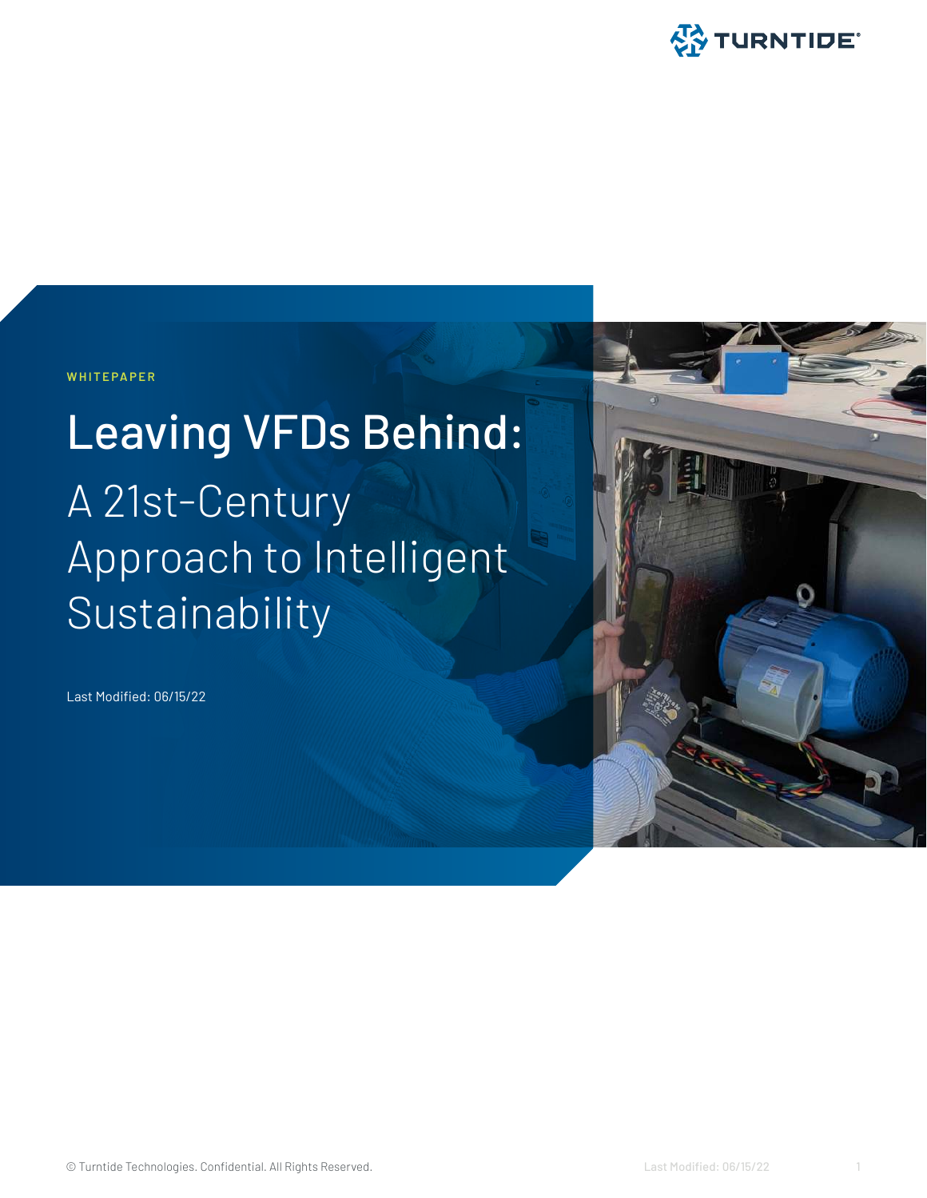WHITEPAPER

# Leaving VFDs Behind:

## A 21st-Century Approach to Intelligent Sustainability

Last Modified: 06/15/22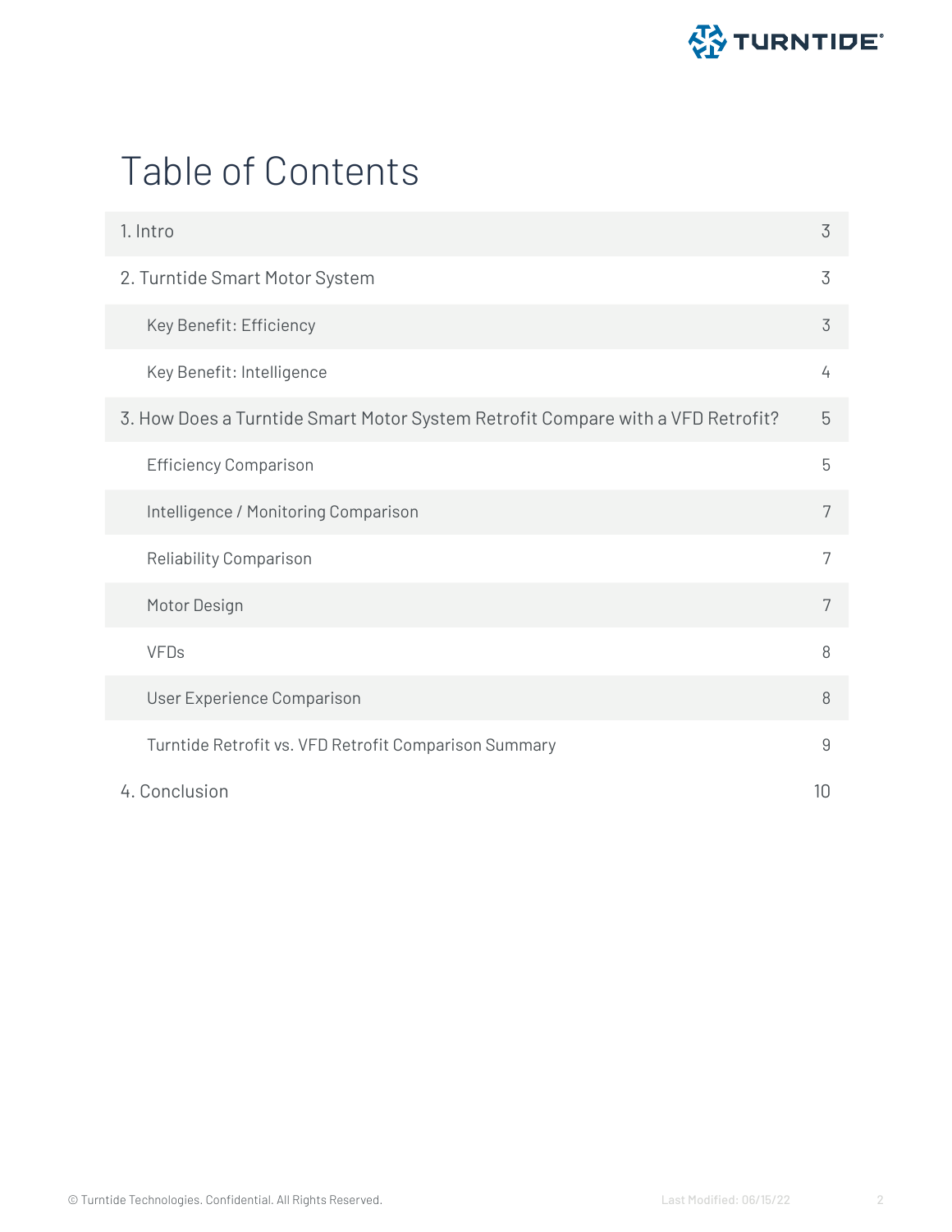# Table of Contents

| | |
|---|---|
| 1. Intro | 3 |
| 2. Turntide Smart Motor System | 3 |
| Key Benefit: Efficiency | 3 |
| Key Benefit: Intelligence | 4 |
| 3. How Does a Turntide Smart Motor System Retrofit Compare with a VFD Retrofit? | 5 |
| Efficiency Comparison | 5 |
| Intelligence / Monitoring Comparison | 7 |
| Reliability Comparison | 7 |
| Motor Design | 7 |
| VFDs | 8 |
| User Experience Comparison | 8 |
| Turntide Retrofit vs. VFD Retrofit Comparison Summary | 9 |
| 4. Conclusion | 10 |

© Turntide Technologies. Confidential. All Rights Reserved.

Last Modified: 06/15/22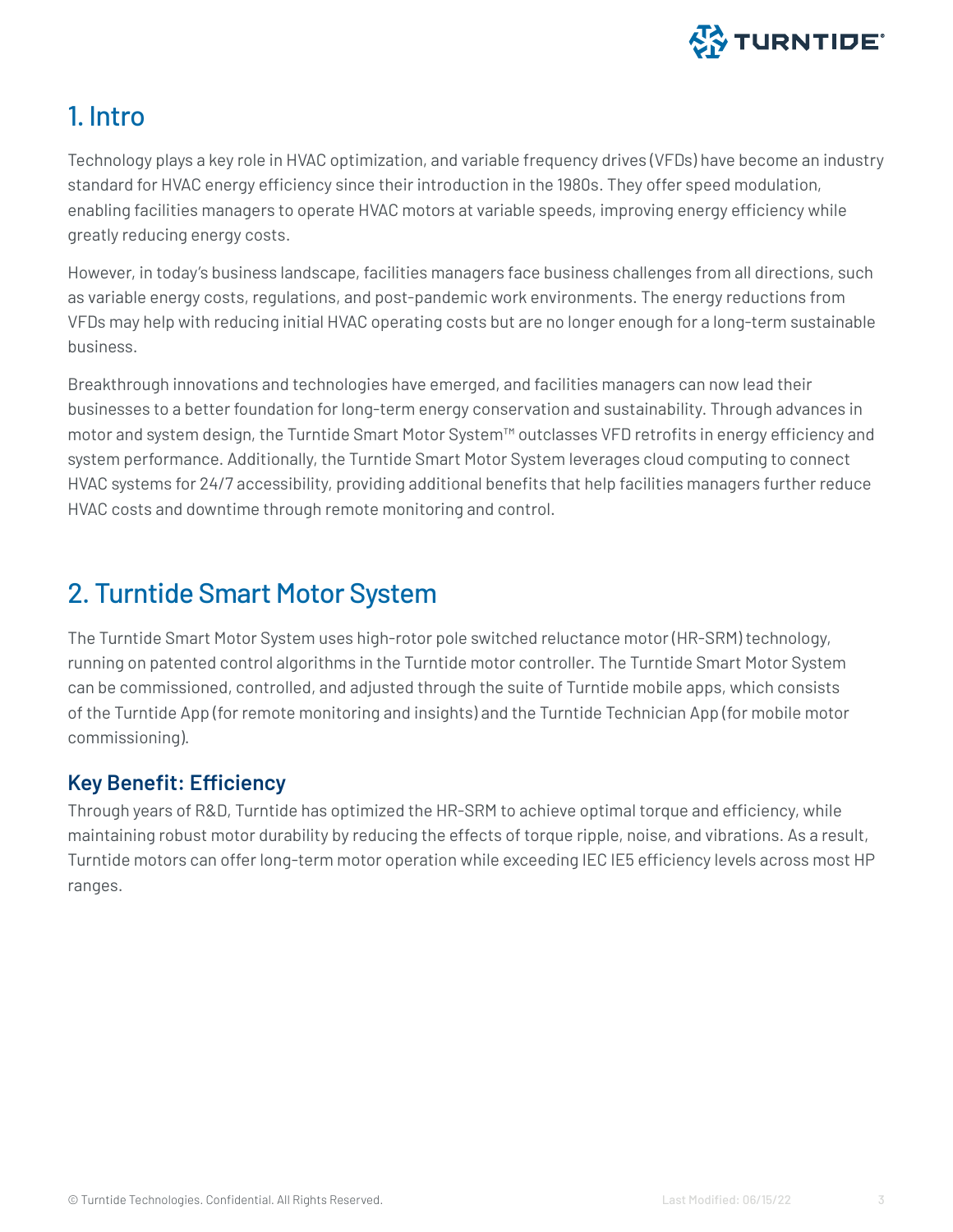## 1. Intro

Technology plays a key role in HVAC optimization, and variable frequency drives (VFDs) have become an industry standard for HVAC energy efficiency since their introduction in the 1980s. They offer speed modulation, enabling facilities managers to operate HVAC motors at variable speeds, improving energy efficiency while greatly reducing energy costs.

However, in today's business landscape, facilities managers face business challenges from all directions, such as variable energy costs, regulations, and post-pandemic work environments. The energy reductions from VFDs may help with reducing initial HVAC operating costs but are no longer enough for a long-term sustainable business.

Breakthrough innovations and technologies have emerged, and facilities managers can now lead their businesses to a better foundation for long-term energy conservation and sustainability. Through advances in motor and system design, the Turntide Smart Motor System™ outclasses VFD retrofits in energy efficiency and system performance. Additionally, the Turntide Smart Motor System leverages cloud computing to connect HVAC systems for 24/7 accessibility, providing additional benefits that help facilities managers further reduce HVAC costs and downtime through remote monitoring and control.

## 2. Turntide Smart Motor System

The Turntide Smart Motor System uses high-rotor pole switched reluctance motor (HR-SRM) technology, running on patented control algorithms in the Turntide motor controller. The Turntide Smart Motor System can be commissioned, controlled, and adjusted through the suite of Turntide mobile apps, which consists of the Turntide App (for remote monitoring and insights) and the Turntide Technician App (for mobile motor commissioning).

### Key Benefit: Efficiency

Through years of R&D, Turntide has optimized the HR-SRM to achieve optimal torque and efficiency, while maintaining robust motor durability by reducing the effects of torque ripple, noise, and vibrations. As a result, Turntide motors can offer long-term motor operation while exceeding IEC IE5 efficiency levels across most HP ranges.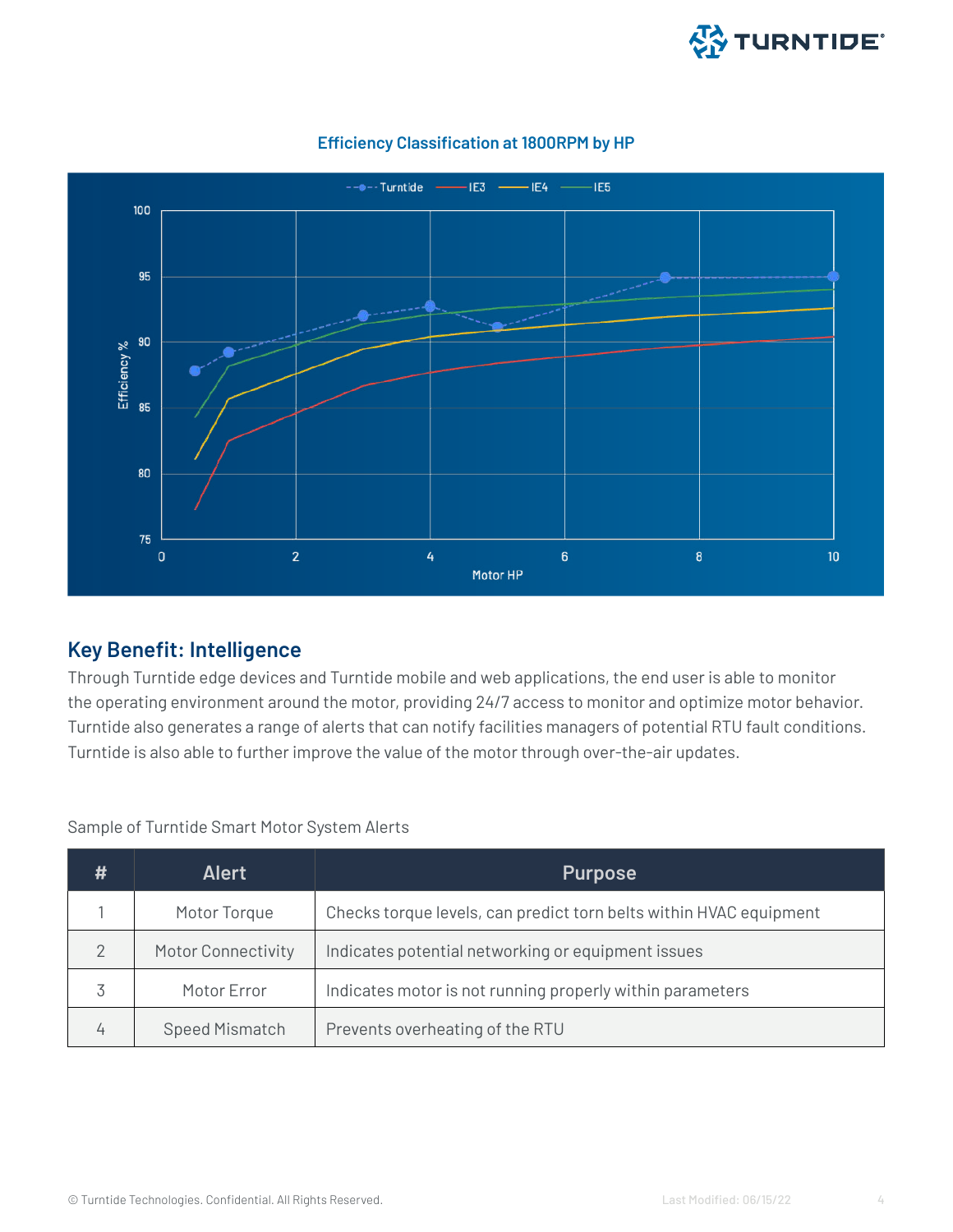### Efficiency Classification at 1800RPM by HP

## Key Benefit: Intelligence

Through Turntide edge devices and Turntide mobile and web applications, the end user is able to monitor the operating environment around the motor, providing 24/7 access to monitor and optimize motor behavior. Turntide also generates a range of alerts that can notify facilities managers of potential RTU fault conditions. Turntide is also able to further improve the value of the motor through over-the-air updates.

Sample of Turntide Smart Motor System Alerts

| # | Alert | Purpose |
|---|---|---|
| 1 | Motor Torque | Checks torque levels, can predict torn belts within HVAC equipment |
| 2 | Motor Connectivity | Indicates potential networking or equipment issues |
| 3 | Motor Error | Indicates motor is not running properly within parameters |
| 4 | Speed Mismatch | Prevents overheating of the RTU |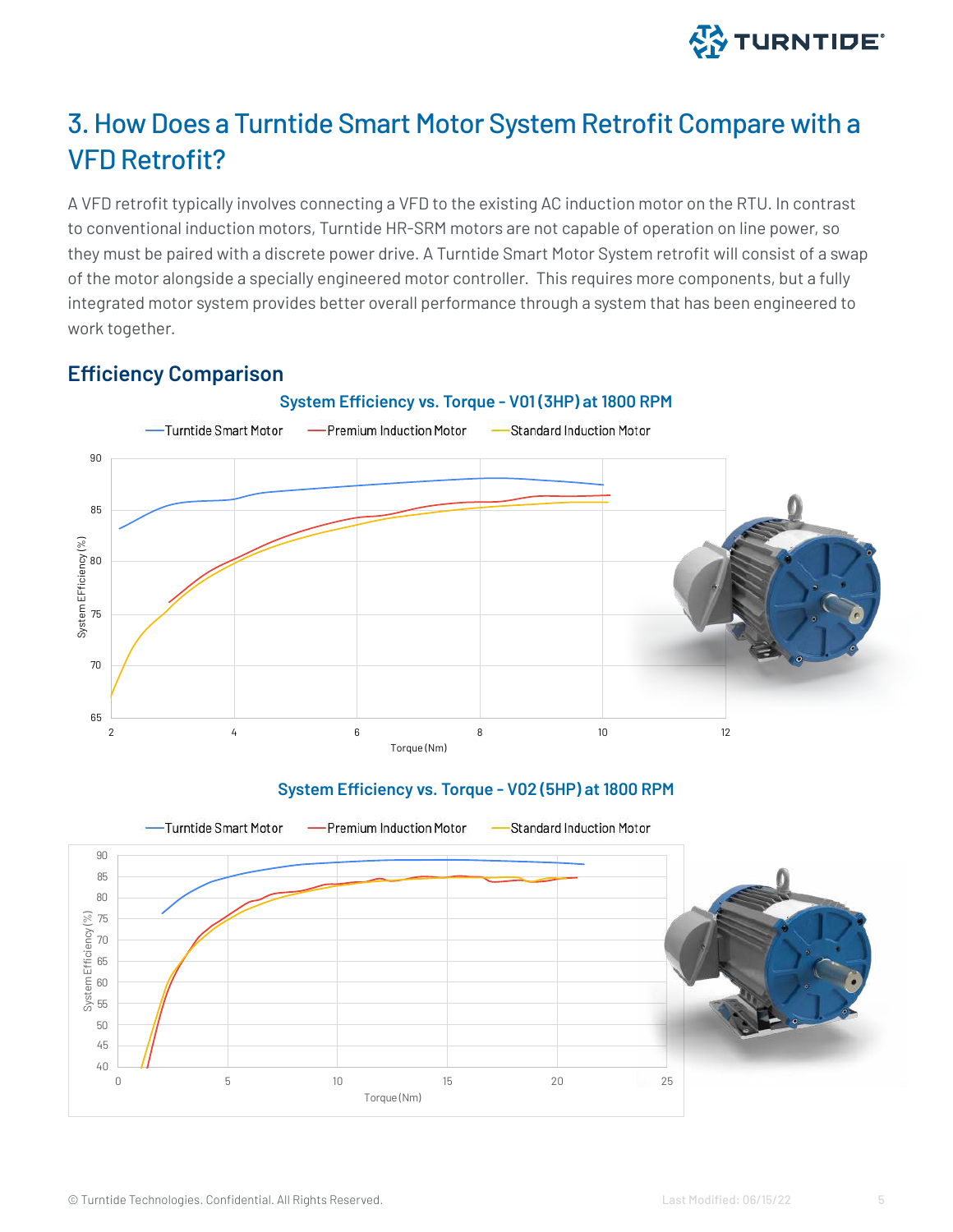## 3. How Does a Turntide Smart Motor System Retrofit Compare with a VFD Retrofit?

A VFD retrofit typically involves connecting a VFD to the existing AC induction motor on the RTU. In contrast to conventional induction motors, Turntide HR-SRM motors are not capable of operation on line power, so they must be paired with a discrete power drive. A Turntide Smart Motor System retrofit will consist of a swap of the motor alongside a specially engineered motor controller. This requires more components, but a fully integrated motor system provides better overall performance through a system that has been engineered to work together.

### Efficiency Comparison

System Efficiency vs. Torque - V01 (3HP) at 1800 RPM

System Efficiency vs. Torque - V02 (5HP) at 1800 RPM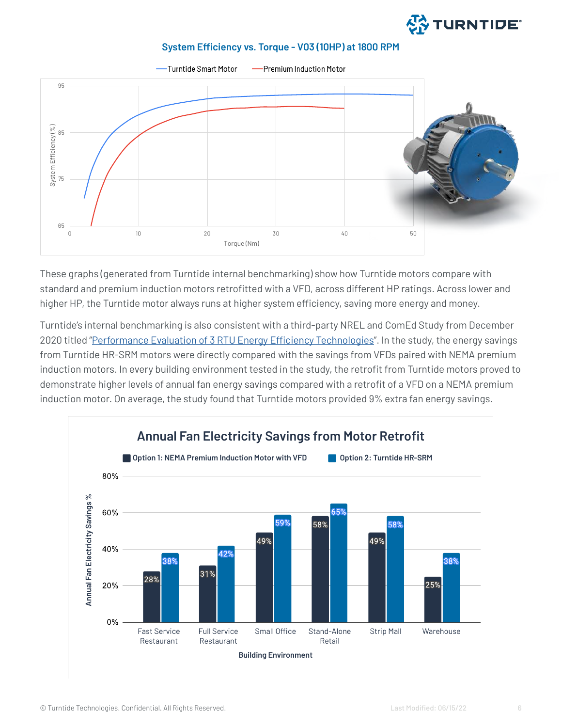### System Efficiency vs. Torque - V03 (10HP) at 1800 RPM

These graphs (generated from Turntide internal benchmarking) show how Turntide motors compare with standard and premium induction motors retrofitted with a VFD, across different HP ratings. Across lower and higher HP, the Turntide motor always runs at higher system efficiency, saving more energy and money.

Turntide's internal benchmarking is also consistent with a third-party NREL and ComEd Study from December 2020 titled "Performance Evaluation of 3 RTU Energy Efficiency Technologies". In the study, the energy savings from Turntide HR-SRM motors were directly compared with the savings from VFDs paired with NEMA premium induction motors. In every building environment tested in the study, the retrofit from Turntide motors proved to demonstrate higher levels of annual fan energy savings compared with a retrofit of a VFD on a NEMA premium induction motor. On average, the study found that Turntide motors provided 9% extra fan energy savings.

### Annual Fan Electricity Savings from Motor Retrofit

| Building Environment | Option 1: NEMA Premium Induction Motor with VFD | Option 2: Turntide HR-SRM |
| --- | --- | --- |
| Fast Service Restaurant | 28% | 38% |
| Full Service Restaurant | 31% | 42% |
| Small Office | 49% | 59% |
| Stand-Alone Retail | 58% | 65% |
| Strip Mall | 49% | 58% |
| Warehouse | 25% | 38% |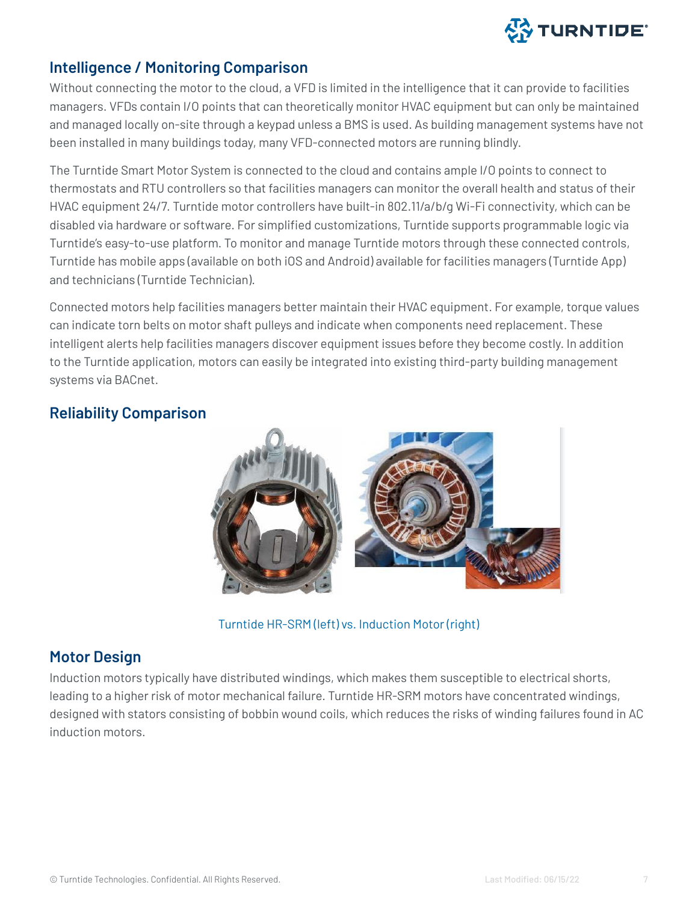## Intelligence / Monitoring Comparison

Without connecting the motor to the cloud, a VFD is limited in the intelligence that it can provide to facilities managers. VFDs contain I/O points that can theoretically monitor HVAC equipment but can only be maintained and managed locally on-site through a keypad unless a BMS is used. As building management systems have not been installed in many buildings today, many VFD-connected motors are running blindly.

The Turntide Smart Motor System is connected to the cloud and contains ample I/O points to connect to thermostats and RTU controllers so that facilities managers can monitor the overall health and status of their HVAC equipment 24/7. Turntide motor controllers have built-in 802.11/a/b/g Wi-Fi connectivity, which can be disabled via hardware or software. For simplified customizations, Turntide supports programmable logic via Turntide's easy-to-use platform. To monitor and manage Turntide motors through these connected controls, Turntide has mobile apps (available on both iOS and Android) available for facilities managers (Turntide App) and technicians (Turntide Technician).

Connected motors help facilities managers better maintain their HVAC equipment. For example, torque values can indicate torn belts on motor shaft pulleys and indicate when components need replacement. These intelligent alerts help facilities managers discover equipment issues before they become costly. In addition to the Turntide application, motors can easily be integrated into existing third-party building management systems via BACnet.

## Reliability Comparison

Turntide HR-SRM (left) vs. Induction Motor (right)

## Motor Design

Induction motors typically have distributed windings, which makes them susceptible to electrical shorts, leading to a higher risk of motor mechanical failure. Turntide HR-SRM motors have concentrated windings, designed with stators consisting of bobbin wound coils, which reduces the risks of winding failures found in AC induction motors.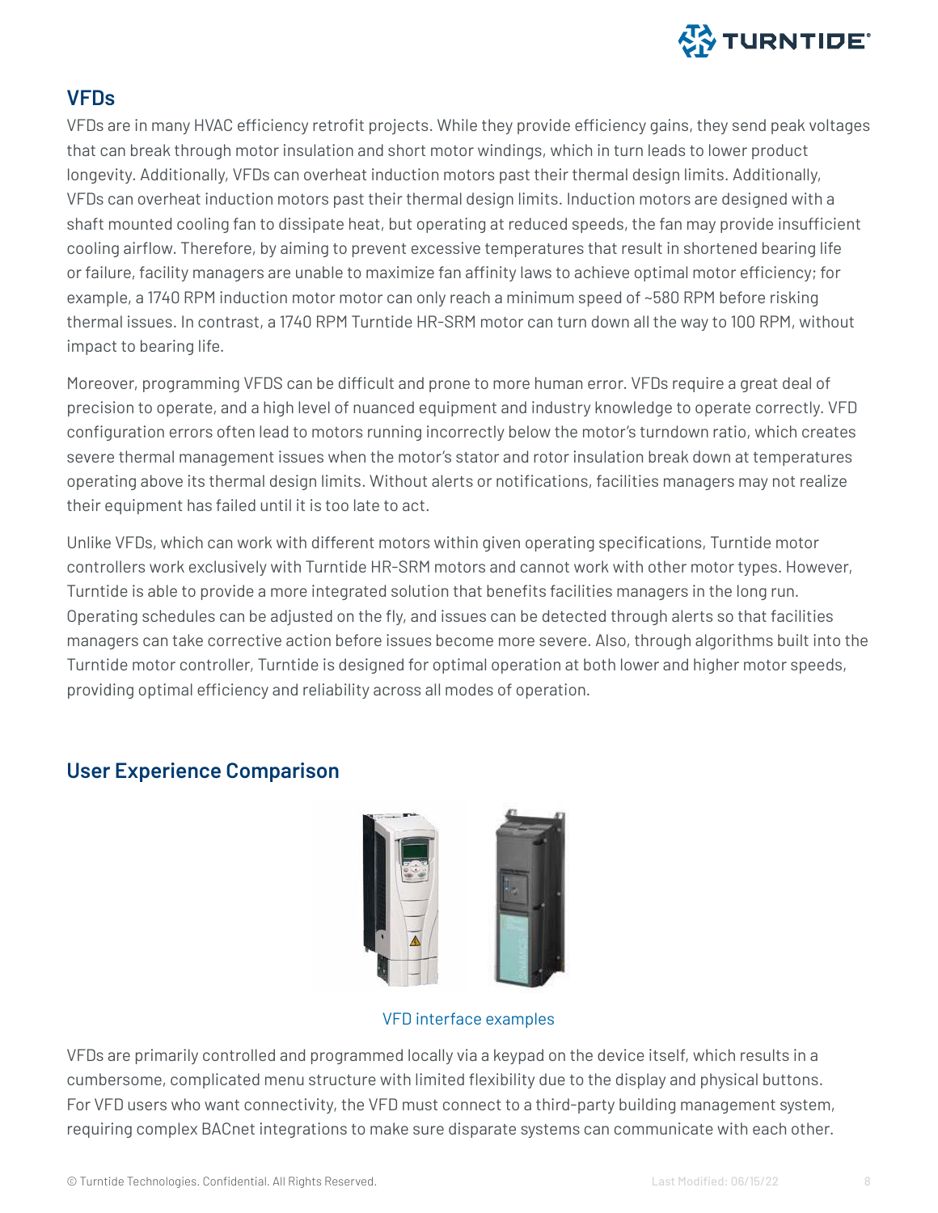## VFDs

VFDs are in many HVAC efficiency retrofit projects. While they provide efficiency gains, they send peak voltages that can break through motor insulation and short motor windings, which in turn leads to lower product longevity. Additionally, VFDs can overheat induction motors past their thermal design limits. Additionally, VFDs can overheat induction motors past their thermal design limits. Induction motors are designed with a shaft mounted cooling fan to dissipate heat, but operating at reduced speeds, the fan may provide insufficient cooling airflow. Therefore, by aiming to prevent excessive temperatures that result in shortened bearing life or failure, facility managers are unable to maximize fan affinity laws to achieve optimal motor efficiency; for example, a 1740 RPM induction motor motor can only reach a minimum speed of ~580 RPM before risking thermal issues. In contrast, a 1740 RPM Turntide HR-SRM motor can turn down all the way to 100 RPM, without impact to bearing life.

Moreover, programming VFDS can be difficult and prone to more human error. VFDs require a great deal of precision to operate, and a high level of nuanced equipment and industry knowledge to operate correctly. VFD configuration errors often lead to motors running incorrectly below the motor's turndown ratio, which creates severe thermal management issues when the motor's stator and rotor insulation break down at temperatures operating above its thermal design limits. Without alerts or notifications, facilities managers may not realize their equipment has failed until it is too late to act.

Unlike VFDs, which can work with different motors within given operating specifications, Turntide motor controllers work exclusively with Turntide HR-SRM motors and cannot work with other motor types. However, Turntide is able to provide a more integrated solution that benefits facilities managers in the long run. Operating schedules can be adjusted on the fly, and issues can be detected through alerts so that facilities managers can take corrective action before issues become more severe. Also, through algorithms built into the Turntide motor controller, Turntide is designed for optimal operation at both lower and higher motor speeds, providing optimal efficiency and reliability across all modes of operation.

## User Experience Comparison

VFD interface examples

VFDs are primarily controlled and programmed locally via a keypad on the device itself, which results in a cumbersome, complicated menu structure with limited flexibility due to the display and physical buttons. For VFD users who want connectivity, the VFD must connect to a third-party building management system, requiring complex BACnet integrations to make sure disparate systems can communicate with each other.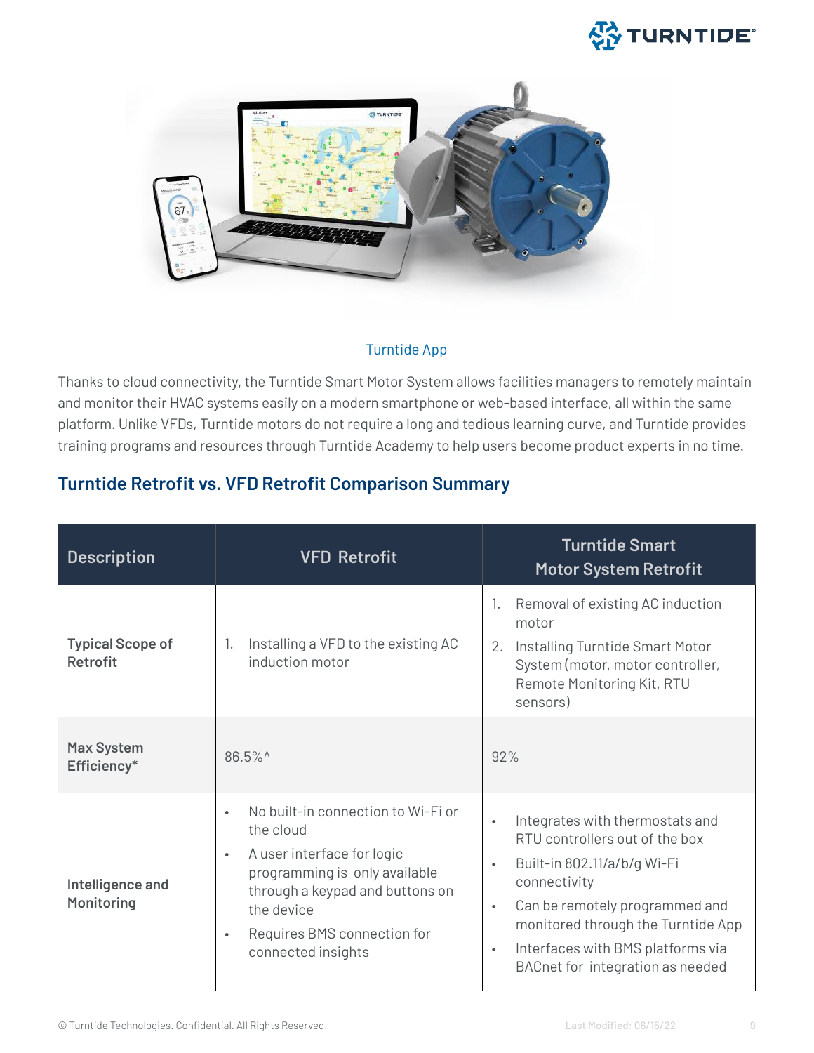Turntide App

Thanks to cloud connectivity, the Turntide Smart Motor System allows facilities managers to remotely maintain and monitor their HVAC systems easily on a modern smartphone or web-based interface, all within the same platform. Unlike VFDs, Turntide motors do not require a long and tedious learning curve, and Turntide provides training programs and resources through Turntide Academy to help users become product experts in no time.

## Turntide Retrofit vs. VFD Retrofit Comparison Summary

| Description | VFD Retrofit | Turntide Smart Motor System Retrofit |
|---|---|---|
| **Typical Scope of Retrofit** | 1. Installing a VFD to the existing AC induction motor | 1. Removal of existing AC induction motor<br>2. Installing Turntide Smart Motor System (motor, motor controller, Remote Monitoring Kit, RTU sensors) |
| **Max System Efficiency*** | 86.5%^ | 92% |
| **Intelligence and Monitoring** | • No built-in connection to Wi-Fi or the cloud<br>• A user interface for logic programming is only available through a keypad and buttons on the device<br>• Requires BMS connection for connected insights | • Integrates with thermostats and RTU controllers out of the box<br>• Built-in 802.11/a/b/g Wi-Fi connectivity<br>• Can be remotely programmed and monitored through the Turntide App<br>• Interfaces with BMS platforms via BACnet for integration as needed |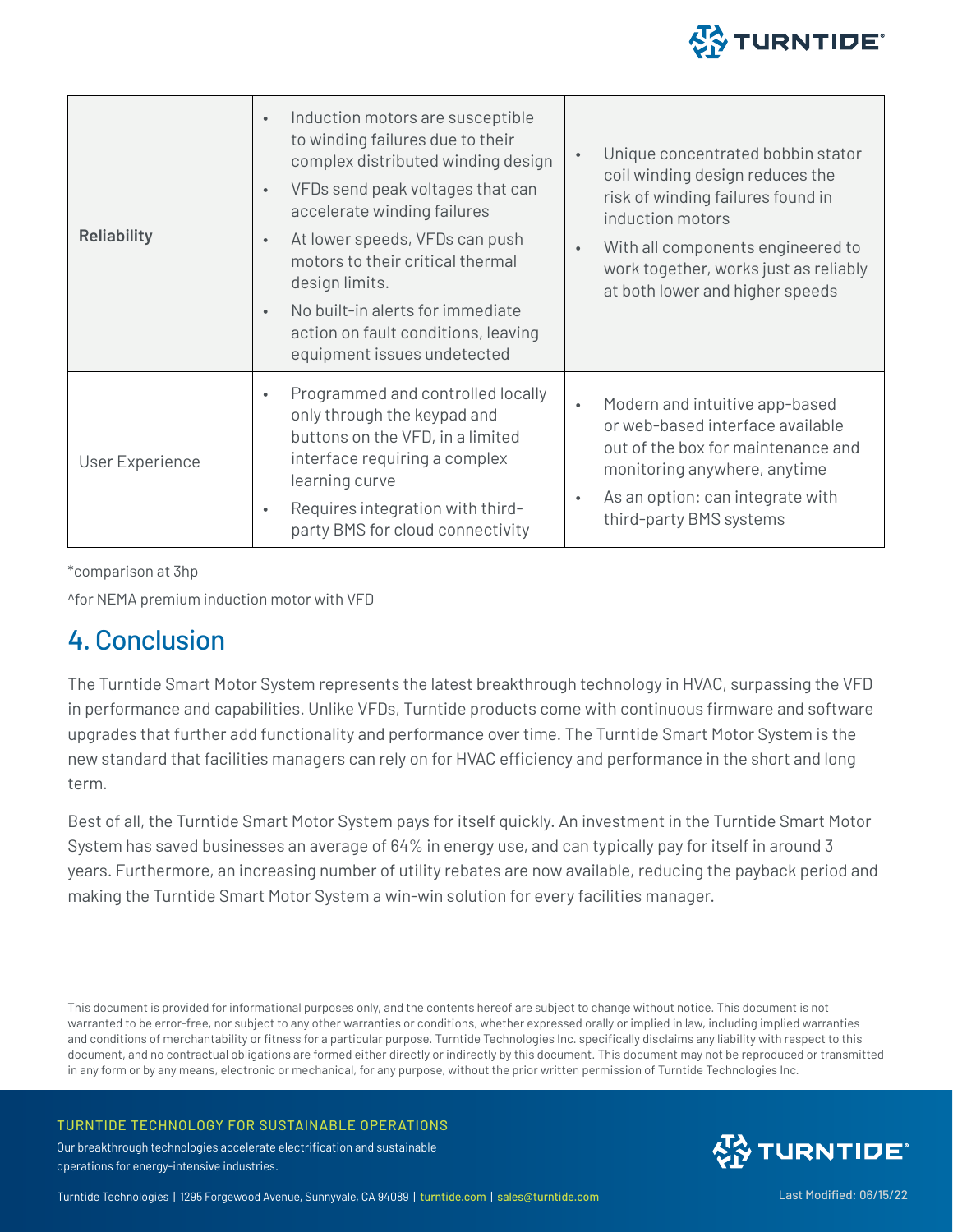| | | |
|---|---|---|
| **Reliability** | • Induction motors are susceptible to winding failures due to their complex distributed winding design<br>• VFDs send peak voltages that can accelerate winding failures<br>• At lower speeds, VFDs can push motors to their critical thermal design limits.<br>• No built-in alerts for immediate action on fault conditions, leaving equipment issues undetected | • Unique concentrated bobbin stator coil winding design reduces the risk of winding failures found in induction motors<br>• With all components engineered to work together, works just as reliably at both lower and higher speeds |
| User Experience | • Programmed and controlled locally only through the keypad and buttons on the VFD, in a limited interface requiring a complex learning curve<br>• Requires integration with third-party BMS for cloud connectivity | • Modern and intuitive app-based or web-based interface available out of the box for maintenance and monitoring anywhere, anytime<br>• As an option: can integrate with third-party BMS systems |

*comparison at 3hp

^for NEMA premium induction motor with VFD

## 4. Conclusion

The Turntide Smart Motor System represents the latest breakthrough technology in HVAC, surpassing the VFD in performance and capabilities. Unlike VFDs, Turntide products come with continuous firmware and software upgrades that further add functionality and performance over time. The Turntide Smart Motor System is the new standard that facilities managers can rely on for HVAC efficiency and performance in the short and long term.

Best of all, the Turntide Smart Motor System pays for itself quickly. An investment in the Turntide Smart Motor System has saved businesses an average of 64% in energy use, and can typically pay for itself in around 3 years. Furthermore, an increasing number of utility rebates are now available, reducing the payback period and making the Turntide Smart Motor System a win-win solution for every facilities manager.

This document is provided for informational purposes only, and the contents hereof are subject to change without notice. This document is not warranted to be error-free, nor subject to any other warranties or conditions, whether expressed orally or implied in law, including implied warranties and conditions of merchantability or fitness for a particular purpose. Turntide Technologies Inc. specifically disclaims any liability with respect to this document, and no contractual obligations are formed either directly or indirectly by this document. This document may not be reproduced or transmitted in any form or by any means, electronic or mechanical, for any purpose, without the prior written permission of Turntide Technologies Inc.

TURNTIDE TECHNOLOGY FOR SUSTAINABLE OPERATIONS

Our breakthrough technologies accelerate electrification and sustainable operations for energy-intensive industries.

Turntide Technologies | 1295 Forgewood Avenue, Sunnyvale, CA 94089 | turntide.com | sales@turntide.com

Last Modified: 06/15/22